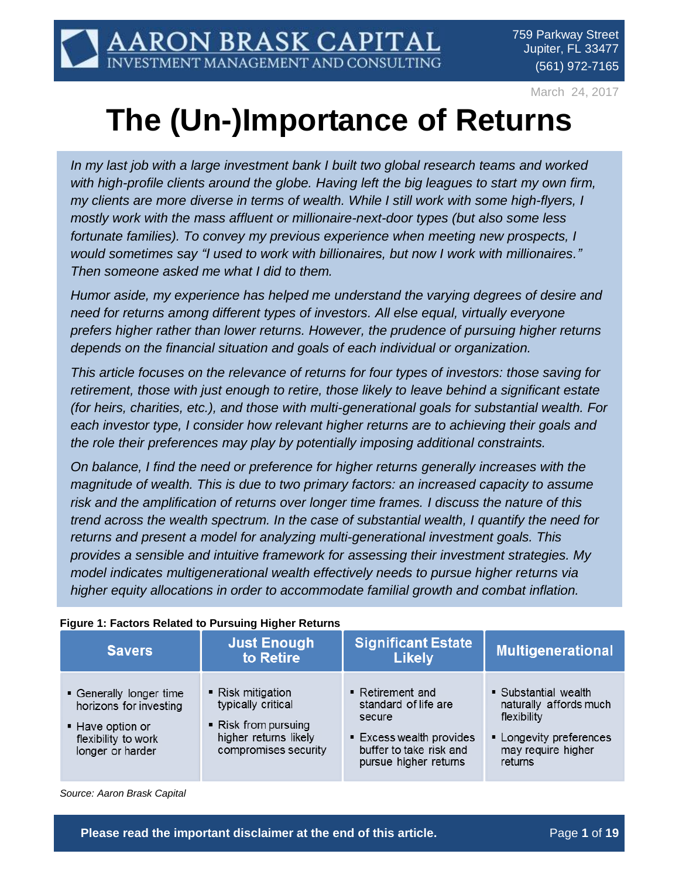AARON BRASK CAPITAL
INVESTMENT MANAGEMENT AND CONSULTING

759 Parkway Street
Jupiter, FL 33477
(561) 972-7165

March 24, 2017

# The (Un-)Importance of Returns

*In my last job with a large investment bank I built two global research teams and worked with high-profile clients around the globe. Having left the big leagues to start my own firm, my clients are more diverse in terms of wealth. While I still work with some high-flyers, I mostly work with the mass affluent or millionaire-next-door types (but also some less fortunate families). To convey my previous experience when meeting new prospects, I would sometimes say "I used to work with billionaires, but now I work with millionaires." Then someone asked me what I did to them.*

*Humor aside, my experience has helped me understand the varying degrees of desire and need for returns among different types of investors. All else equal, virtually everyone prefers higher rather than lower returns. However, the prudence of pursuing higher returns depends on the financial situation and goals of each individual or organization.*

*This article focuses on the relevance of returns for four types of investors: those saving for retirement, those with just enough to retire, those likely to leave behind a significant estate (for heirs, charities, etc.), and those with multi-generational goals for substantial wealth. For each investor type, I consider how relevant higher returns are to achieving their goals and the role their preferences may play by potentially imposing additional constraints.*

*On balance, I find the need or preference for higher returns generally increases with the magnitude of wealth. This is due to two primary factors: an increased capacity to assume risk and the amplification of returns over longer time frames. I discuss the nature of this trend across the wealth spectrum. In the case of substantial wealth, I quantify the need for returns and present a model for analyzing multi-generational investment goals. This provides a sensible and intuitive framework for assessing their investment strategies. My model indicates multigenerational wealth effectively needs to pursue higher returns via higher equity allocations in order to accommodate familial growth and combat inflation.*

**Figure 1: Factors Related to Pursuing Higher Returns**

| Savers | Just Enough to Retire | Significant Estate Likely | Multigenerational |
|---|---|---|---|
| ▪ Generally longer time horizons for investing<br>▪ Have option or flexibility to work longer or harder | ▪ Risk mitigation typically critical<br>▪ Risk from pursuing higher returns likely compromises security | ▪ Retirement and standard of life are secure<br>▪ Excess wealth provides buffer to take risk and pursue higher returns | ▪ Substantial wealth naturally affords much flexibility<br>▪ Longevity preferences may require higher returns |

*Source: Aaron Brask Capital*

**Please read the important disclaimer at the end of this article.**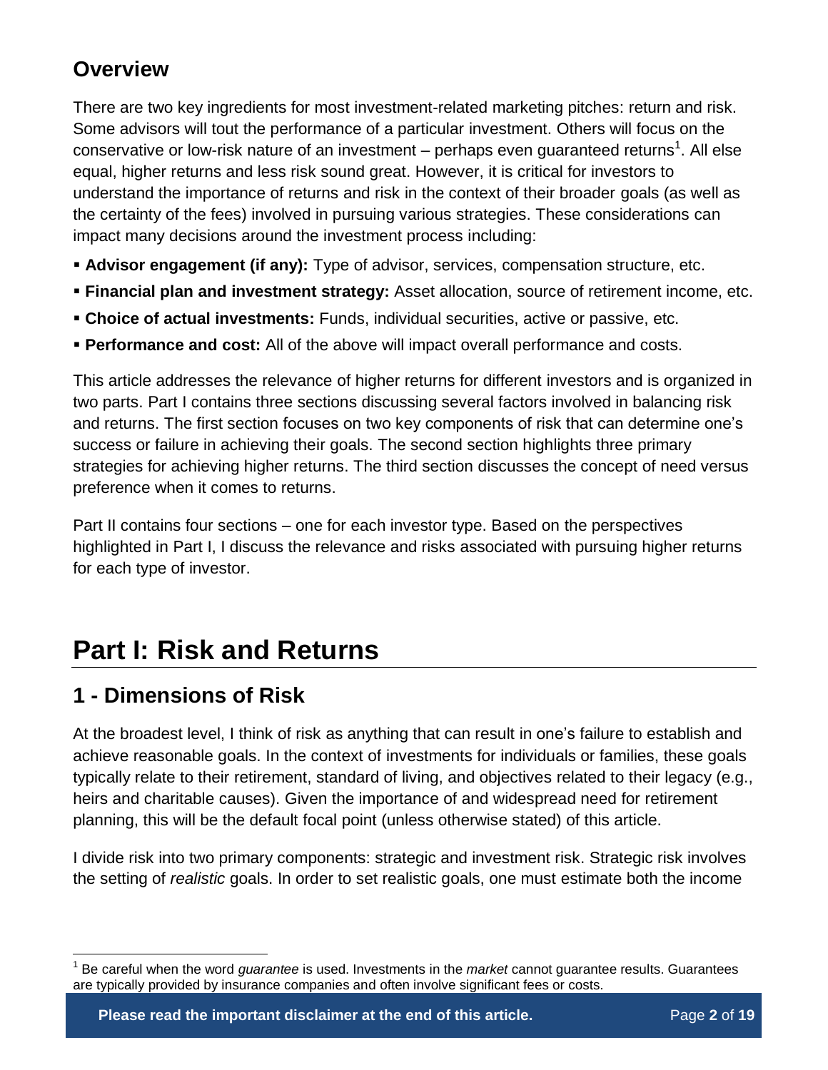## Overview

There are two key ingredients for most investment-related marketing pitches: return and risk. Some advisors will tout the performance of a particular investment. Others will focus on the conservative or low-risk nature of an investment – perhaps even guaranteed returns[1]. All else equal, higher returns and less risk sound great. However, it is critical for investors to understand the importance of returns and risk in the context of their broader goals (as well as the certainty of the fees) involved in pursuing various strategies. These considerations can impact many decisions around the investment process including:

- **Advisor engagement (if any):** Type of advisor, services, compensation structure, etc.
- **Financial plan and investment strategy:** Asset allocation, source of retirement income, etc.
- **Choice of actual investments:** Funds, individual securities, active or passive, etc.
- **Performance and cost:** All of the above will impact overall performance and costs.

This article addresses the relevance of higher returns for different investors and is organized in two parts. Part I contains three sections discussing several factors involved in balancing risk and returns. The first section focuses on two key components of risk that can determine one's success or failure in achieving their goals. The second section highlights three primary strategies for achieving higher returns. The third section discusses the concept of need versus preference when it comes to returns.

Part II contains four sections – one for each investor type. Based on the perspectives highlighted in Part I, I discuss the relevance and risks associated with pursuing higher returns for each type of investor.

# Part I: Risk and Returns

## 1 - Dimensions of Risk

At the broadest level, I think of risk as anything that can result in one's failure to establish and achieve reasonable goals. In the context of investments for individuals or families, these goals typically relate to their retirement, standard of living, and objectives related to their legacy (e.g., heirs and charitable causes). Given the importance of and widespread need for retirement planning, this will be the default focal point (unless otherwise stated) of this article.

I divide risk into two primary components: strategic and investment risk. Strategic risk involves the setting of *realistic* goals. In order to set realistic goals, one must estimate both the income

[1] Be careful when the word *guarantee* is used. Investments in the *market* cannot guarantee results. Guarantees are typically provided by insurance companies and often involve significant fees or costs.

**Please read the important disclaimer at the end of this article.**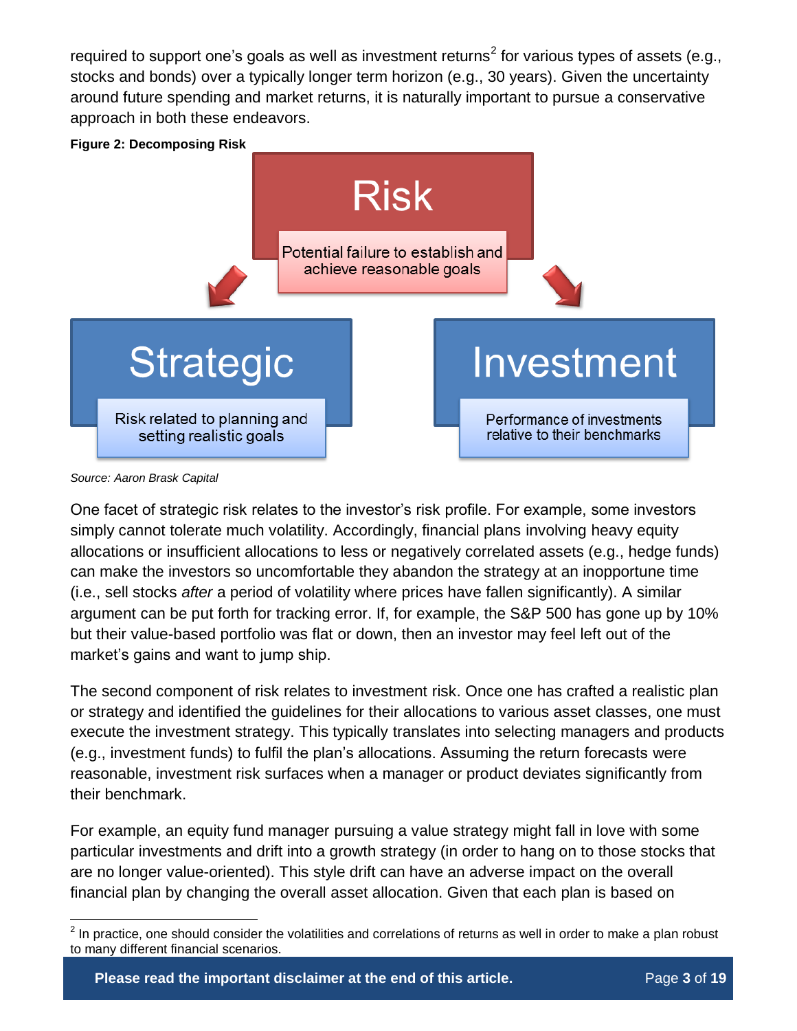required to support one's goals as well as investment returns[2] for various types of assets (e.g., stocks and bonds) over a typically longer term horizon (e.g., 30 years). Given the uncertainty around future spending and market returns, it is naturally important to pursue a conservative approach in both these endeavors.

**Figure 2: Decomposing Risk**

Risk — Potential failure to establish and achieve reasonable goals

Strategic — Risk related to planning and setting realistic goals

Investment — Performance of investments relative to their benchmarks

*Source: Aaron Brask Capital*

One facet of strategic risk relates to the investor's risk profile. For example, some investors simply cannot tolerate much volatility. Accordingly, financial plans involving heavy equity allocations or insufficient allocations to less or negatively correlated assets (e.g., hedge funds) can make the investors so uncomfortable they abandon the strategy at an inopportune time (i.e., sell stocks *after* a period of volatility where prices have fallen significantly). A similar argument can be put forth for tracking error. If, for example, the S&P 500 has gone up by 10% but their value-based portfolio was flat or down, then an investor may feel left out of the market's gains and want to jump ship.

The second component of risk relates to investment risk. Once one has crafted a realistic plan or strategy and identified the guidelines for their allocations to various asset classes, one must execute the investment strategy. This typically translates into selecting managers and products (e.g., investment funds) to fulfil the plan's allocations. Assuming the return forecasts were reasonable, investment risk surfaces when a manager or product deviates significantly from their benchmark.

For example, an equity fund manager pursuing a value strategy might fall in love with some particular investments and drift into a growth strategy (in order to hang on to those stocks that are no longer value-oriented). This style drift can have an adverse impact on the overall financial plan by changing the overall asset allocation. Given that each plan is based on

[2] In practice, one should consider the volatilities and correlations of returns as well in order to make a plan robust to many different financial scenarios.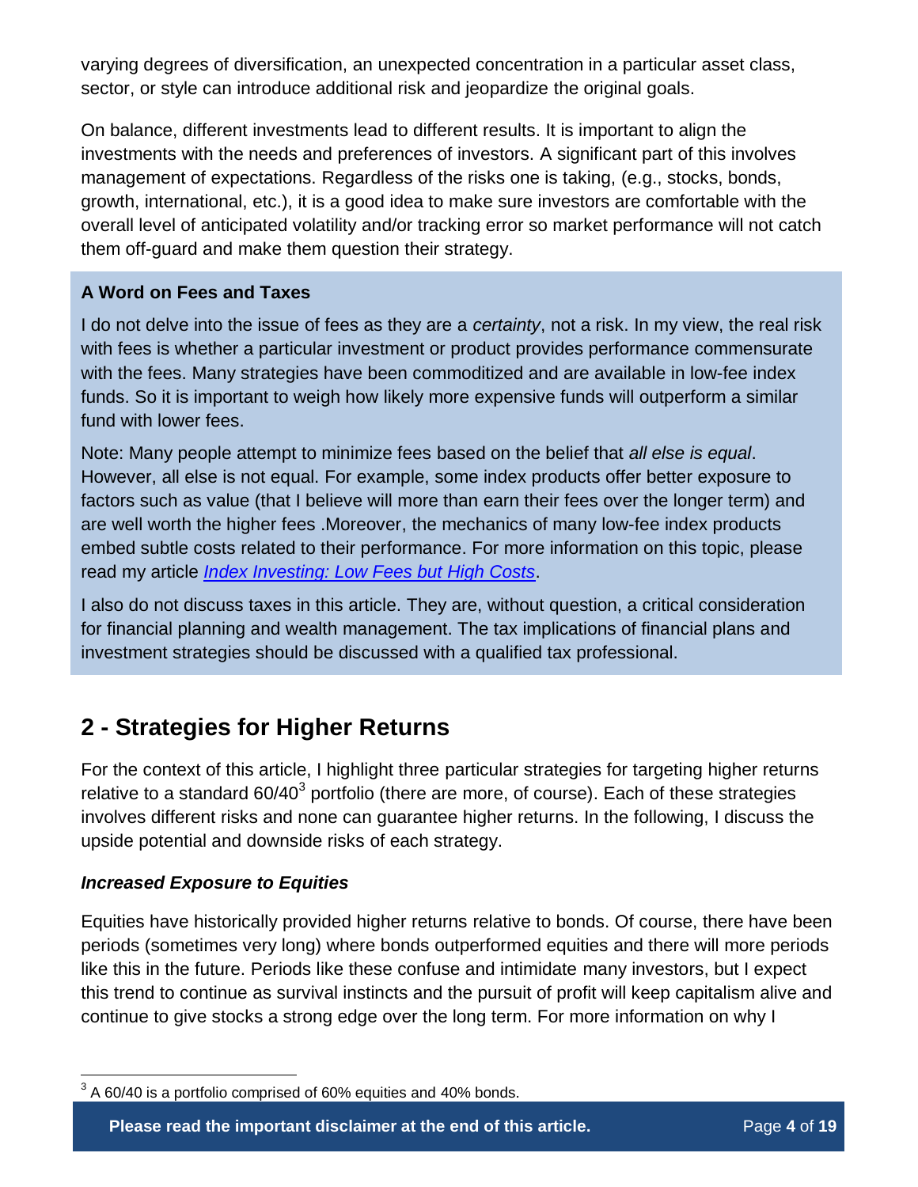varying degrees of diversification, an unexpected concentration in a particular asset class, sector, or style can introduce additional risk and jeopardize the original goals.

On balance, different investments lead to different results. It is important to align the investments with the needs and preferences of investors. A significant part of this involves management of expectations. Regardless of the risks one is taking, (e.g., stocks, bonds, growth, international, etc.), it is a good idea to make sure investors are comfortable with the overall level of anticipated volatility and/or tracking error so market performance will not catch them off-guard and make them question their strategy.

**A Word on Fees and Taxes**

I do not delve into the issue of fees as they are a *certainty*, not a risk. In my view, the real risk with fees is whether a particular investment or product provides performance commensurate with the fees. Many strategies have been commoditized and are available in low-fee index funds. So it is important to weigh how likely more expensive funds will outperform a similar fund with lower fees.

Note: Many people attempt to minimize fees based on the belief that *all else is equal*. However, all else is not equal. For example, some index products offer better exposure to factors such as value (that I believe will more than earn their fees over the longer term) and are well worth the higher fees .Moreover, the mechanics of many low-fee index products embed subtle costs related to their performance. For more information on this topic, please read my article *Index Investing: Low Fees but High Costs*.

I also do not discuss taxes in this article. They are, without question, a critical consideration for financial planning and wealth management. The tax implications of financial plans and investment strategies should be discussed with a qualified tax professional.

## 2 - Strategies for Higher Returns

For the context of this article, I highlight three particular strategies for targeting higher returns relative to a standard 60/40[3] portfolio (there are more, of course). Each of these strategies involves different risks and none can guarantee higher returns. In the following, I discuss the upside potential and downside risks of each strategy.

### *Increased Exposure to Equities*

Equities have historically provided higher returns relative to bonds. Of course, there have been periods (sometimes very long) where bonds outperformed equities and there will more periods like this in the future. Periods like these confuse and intimidate many investors, but I expect this trend to continue as survival instincts and the pursuit of profit will keep capitalism alive and continue to give stocks a strong edge over the long term. For more information on why I

[3] A 60/40 is a portfolio comprised of 60% equities and 40% bonds.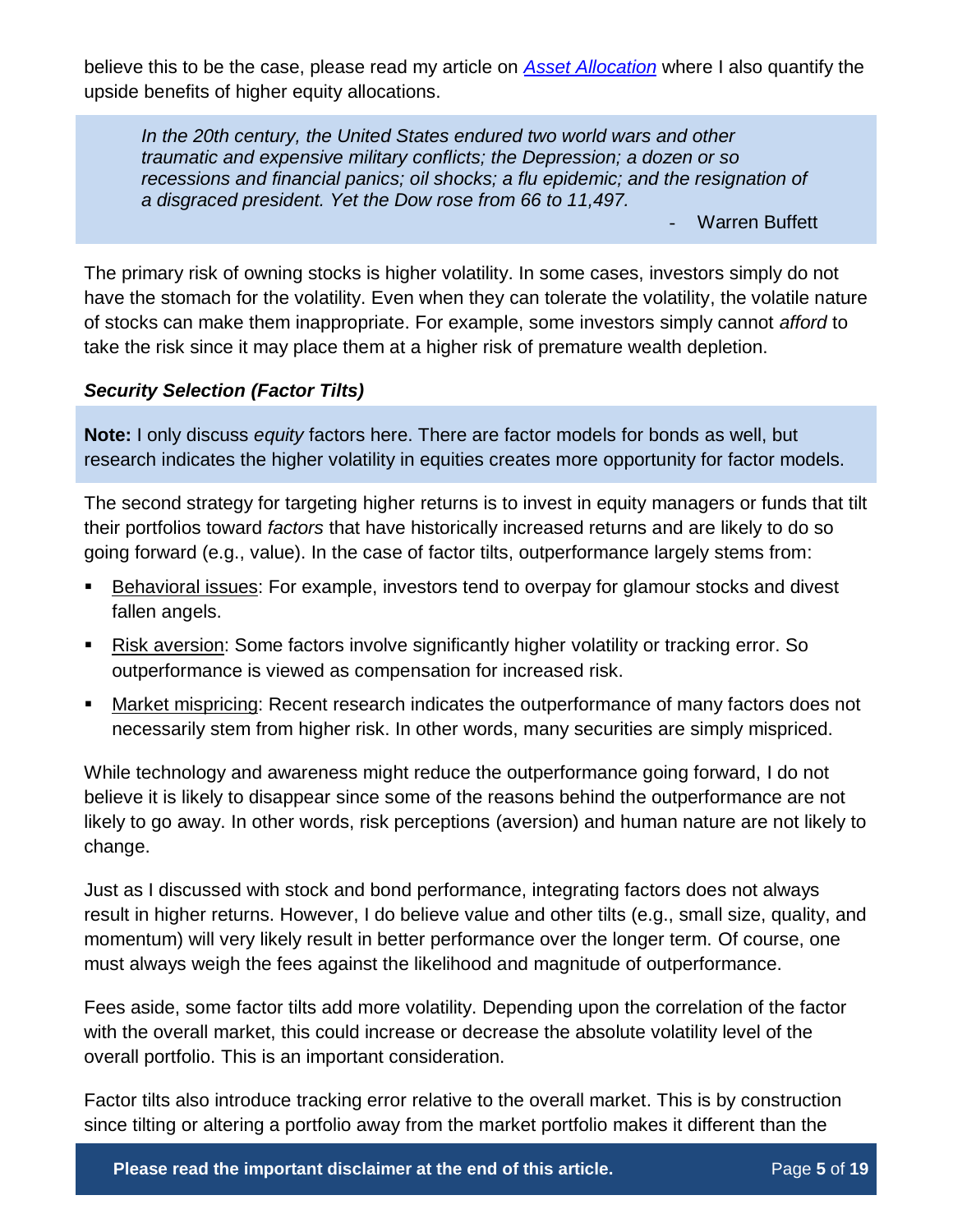believe this to be the case, please read my article on [*Asset Allocation*]() where I also quantify the upside benefits of higher equity allocations.

> *In the 20th century, the United States endured two world wars and other traumatic and expensive military conflicts; the Depression; a dozen or so recessions and financial panics; oil shocks; a flu epidemic; and the resignation of a disgraced president. Yet the Dow rose from 66 to 11,497.*
>
> \- Warren Buffett

The primary risk of owning stocks is higher volatility. In some cases, investors simply do not have the stomach for the volatility. Even when they can tolerate the volatility, the volatile nature of stocks can make them inappropriate. For example, some investors simply cannot *afford* to take the risk since it may place them at a higher risk of premature wealth depletion.

### *Security Selection (Factor Tilts)*

> **Note:** I only discuss *equity* factors here. There are factor models for bonds as well, but research indicates the higher volatility in equities creates more opportunity for factor models.

The second strategy for targeting higher returns is to invest in equity managers or funds that tilt their portfolios toward *factors* that have historically increased returns and are likely to do so going forward (e.g., value). In the case of factor tilts, outperformance largely stems from:

- Behavioral issues: For example, investors tend to overpay for glamour stocks and divest fallen angels.
- Risk aversion: Some factors involve significantly higher volatility or tracking error. So outperformance is viewed as compensation for increased risk.
- Market mispricing: Recent research indicates the outperformance of many factors does not necessarily stem from higher risk. In other words, many securities are simply mispriced.

While technology and awareness might reduce the outperformance going forward, I do not believe it is likely to disappear since some of the reasons behind the outperformance are not likely to go away. In other words, risk perceptions (aversion) and human nature are not likely to change.

Just as I discussed with stock and bond performance, integrating factors does not always result in higher returns. However, I do believe value and other tilts (e.g., small size, quality, and momentum) will very likely result in better performance over the longer term. Of course, one must always weigh the fees against the likelihood and magnitude of outperformance.

Fees aside, some factor tilts add more volatility. Depending upon the correlation of the factor with the overall market, this could increase or decrease the absolute volatility level of the overall portfolio. This is an important consideration.

Factor tilts also introduce tracking error relative to the overall market. This is by construction since tilting or altering a portfolio away from the market portfolio makes it different than the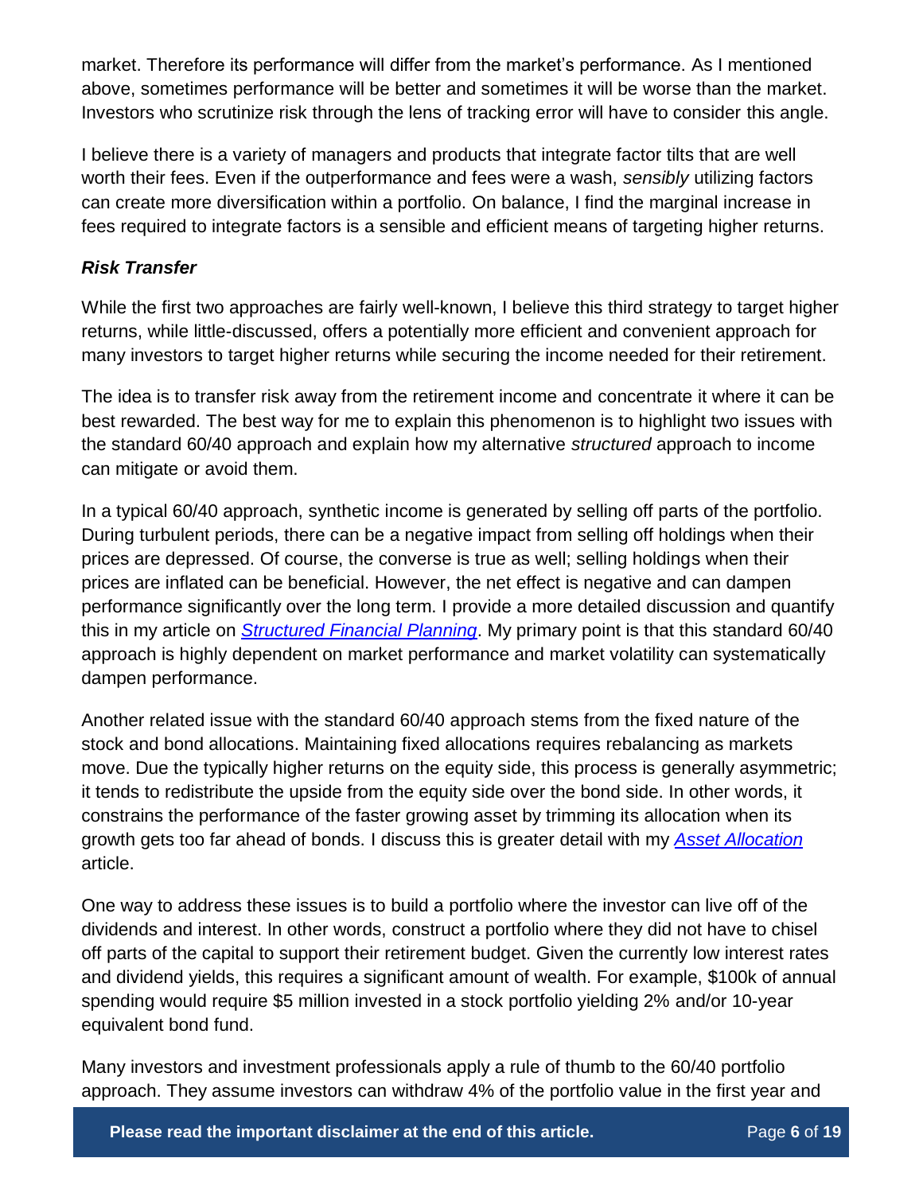market. Therefore its performance will differ from the market's performance. As I mentioned above, sometimes performance will be better and sometimes it will be worse than the market. Investors who scrutinize risk through the lens of tracking error will have to consider this angle.

I believe there is a variety of managers and products that integrate factor tilts that are well worth their fees. Even if the outperformance and fees were a wash, *sensibly* utilizing factors can create more diversification within a portfolio. On balance, I find the marginal increase in fees required to integrate factors is a sensible and efficient means of targeting higher returns.

### *Risk Transfer*

While the first two approaches are fairly well-known, I believe this third strategy to target higher returns, while little-discussed, offers a potentially more efficient and convenient approach for many investors to target higher returns while securing the income needed for their retirement.

The idea is to transfer risk away from the retirement income and concentrate it where it can be best rewarded. The best way for me to explain this phenomenon is to highlight two issues with the standard 60/40 approach and explain how my alternative *structured* approach to income can mitigate or avoid them.

In a typical 60/40 approach, synthetic income is generated by selling off parts of the portfolio. During turbulent periods, there can be a negative impact from selling off holdings when their prices are depressed. Of course, the converse is true as well; selling holdings when their prices are inflated can be beneficial. However, the net effect is negative and can dampen performance significantly over the long term. I provide a more detailed discussion and quantify this in my article on [*Structured Financial Planning*](). My primary point is that this standard 60/40 approach is highly dependent on market performance and market volatility can systematically dampen performance.

Another related issue with the standard 60/40 approach stems from the fixed nature of the stock and bond allocations. Maintaining fixed allocations requires rebalancing as markets move. Due the typically higher returns on the equity side, this process is generally asymmetric; it tends to redistribute the upside from the equity side over the bond side. In other words, it constrains the performance of the faster growing asset by trimming its allocation when its growth gets too far ahead of bonds. I discuss this is greater detail with my [*Asset Allocation*]() article.

One way to address these issues is to build a portfolio where the investor can live off of the dividends and interest. In other words, construct a portfolio where they did not have to chisel off parts of the capital to support their retirement budget. Given the currently low interest rates and dividend yields, this requires a significant amount of wealth. For example, \$100k of annual spending would require \$5 million invested in a stock portfolio yielding 2% and/or 10-year equivalent bond fund.

Many investors and investment professionals apply a rule of thumb to the 60/40 portfolio approach. They assume investors can withdraw 4% of the portfolio value in the first year and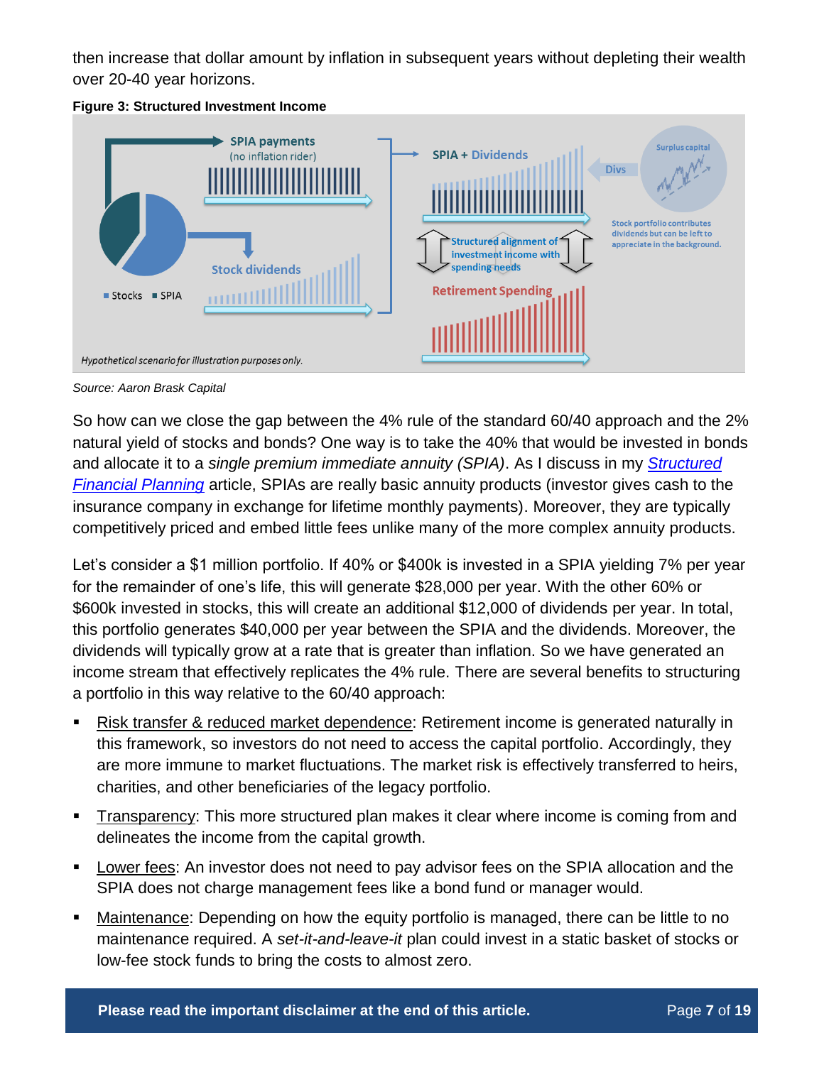then increase that dollar amount by inflation in subsequent years without depleting their wealth over 20-40 year horizons.

**Figure 3: Structured Investment Income**

*Source: Aaron Brask Capital*

So how can we close the gap between the 4% rule of the standard 60/40 approach and the 2% natural yield of stocks and bonds? One way is to take the 40% that would be invested in bonds and allocate it to a *single premium immediate annuity (SPIA)*. As I discuss in my [*Structured Financial Planning*]() article, SPIAs are really basic annuity products (investor gives cash to the insurance company in exchange for lifetime monthly payments). Moreover, they are typically competitively priced and embed little fees unlike many of the more complex annuity products.

Let's consider a $1 million portfolio. If 40% or $400k is invested in a SPIA yielding 7% per year for the remainder of one's life, this will generate $28,000 per year. With the other 60% or $600k invested in stocks, this will create an additional $12,000 of dividends per year. In total, this portfolio generates $40,000 per year between the SPIA and the dividends. Moreover, the dividends will typically grow at a rate that is greater than inflation. So we have generated an income stream that effectively replicates the 4% rule. There are several benefits to structuring a portfolio in this way relative to the 60/40 approach:

- Risk transfer & reduced market dependence: Retirement income is generated naturally in this framework, so investors do not need to access the capital portfolio. Accordingly, they are more immune to market fluctuations. The market risk is effectively transferred to heirs, charities, and other beneficiaries of the legacy portfolio.
- Transparency: This more structured plan makes it clear where income is coming from and delineates the income from the capital growth.
- Lower fees: An investor does not need to pay advisor fees on the SPIA allocation and the SPIA does not charge management fees like a bond fund or manager would.
- Maintenance: Depending on how the equity portfolio is managed, there can be little to no maintenance required. A *set-it-and-leave-it* plan could invest in a static basket of stocks or low-fee stock funds to bring the costs to almost zero.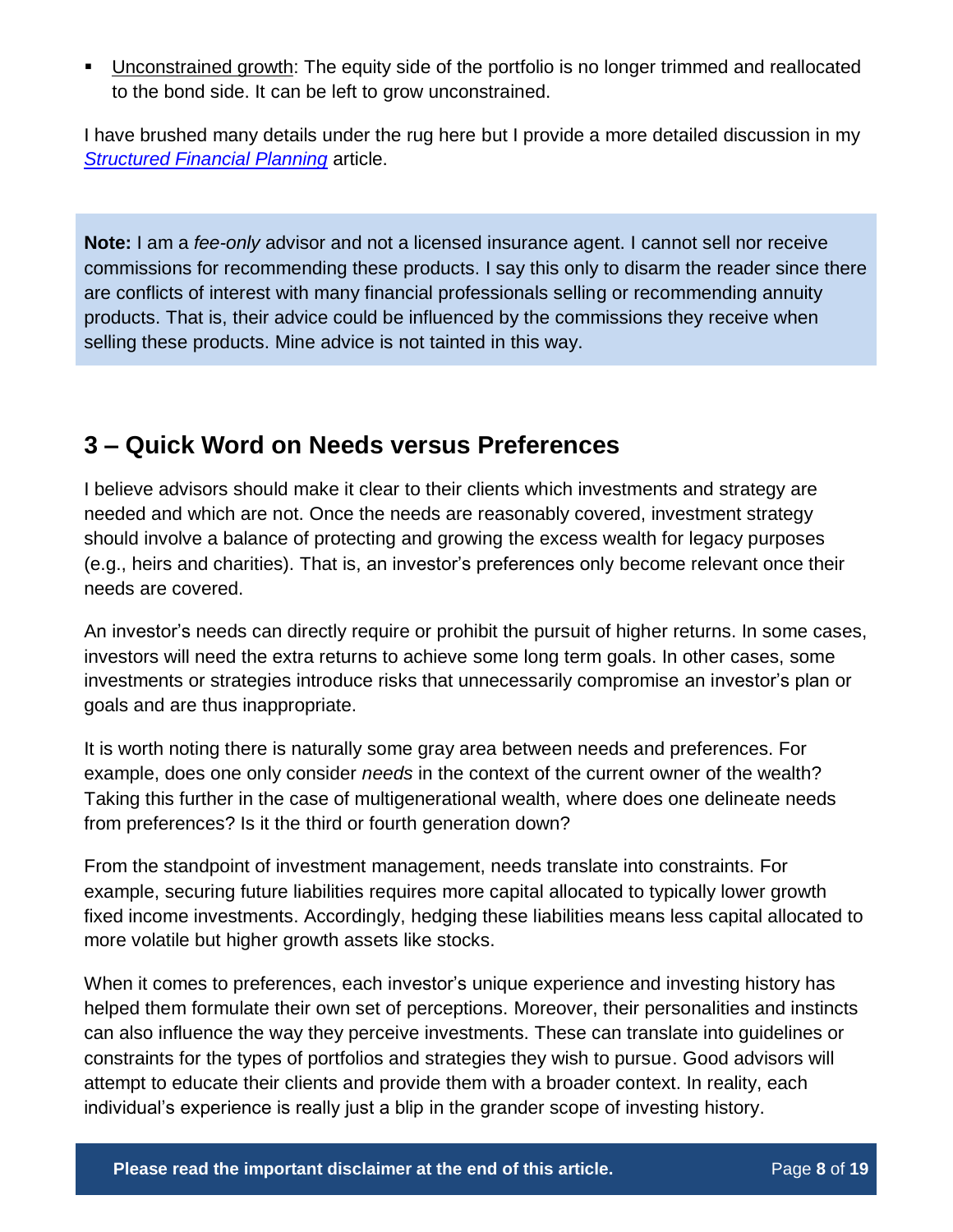- Unconstrained growth: The equity side of the portfolio is no longer trimmed and reallocated to the bond side. It can be left to grow unconstrained.

I have brushed many details under the rug here but I provide a more detailed discussion in my [*Structured Financial Planning*]() article.

> **Note:** I am a *fee-only* advisor and not a licensed insurance agent. I cannot sell nor receive commissions for recommending these products. I say this only to disarm the reader since there are conflicts of interest with many financial professionals selling or recommending annuity products. That is, their advice could be influenced by the commissions they receive when selling these products. Mine advice is not tainted in this way.

## 3 – Quick Word on Needs versus Preferences

I believe advisors should make it clear to their clients which investments and strategy are needed and which are not. Once the needs are reasonably covered, investment strategy should involve a balance of protecting and growing the excess wealth for legacy purposes (e.g., heirs and charities). That is, an investor's preferences only become relevant once their needs are covered.

An investor's needs can directly require or prohibit the pursuit of higher returns. In some cases, investors will need the extra returns to achieve some long term goals. In other cases, some investments or strategies introduce risks that unnecessarily compromise an investor's plan or goals and are thus inappropriate.

It is worth noting there is naturally some gray area between needs and preferences. For example, does one only consider *needs* in the context of the current owner of the wealth? Taking this further in the case of multigenerational wealth, where does one delineate needs from preferences? Is it the third or fourth generation down?

From the standpoint of investment management, needs translate into constraints. For example, securing future liabilities requires more capital allocated to typically lower growth fixed income investments. Accordingly, hedging these liabilities means less capital allocated to more volatile but higher growth assets like stocks.

When it comes to preferences, each investor's unique experience and investing history has helped them formulate their own set of perceptions. Moreover, their personalities and instincts can also influence the way they perceive investments. These can translate into guidelines or constraints for the types of portfolios and strategies they wish to pursue. Good advisors will attempt to educate their clients and provide them with a broader context. In reality, each individual's experience is really just a blip in the grander scope of investing history.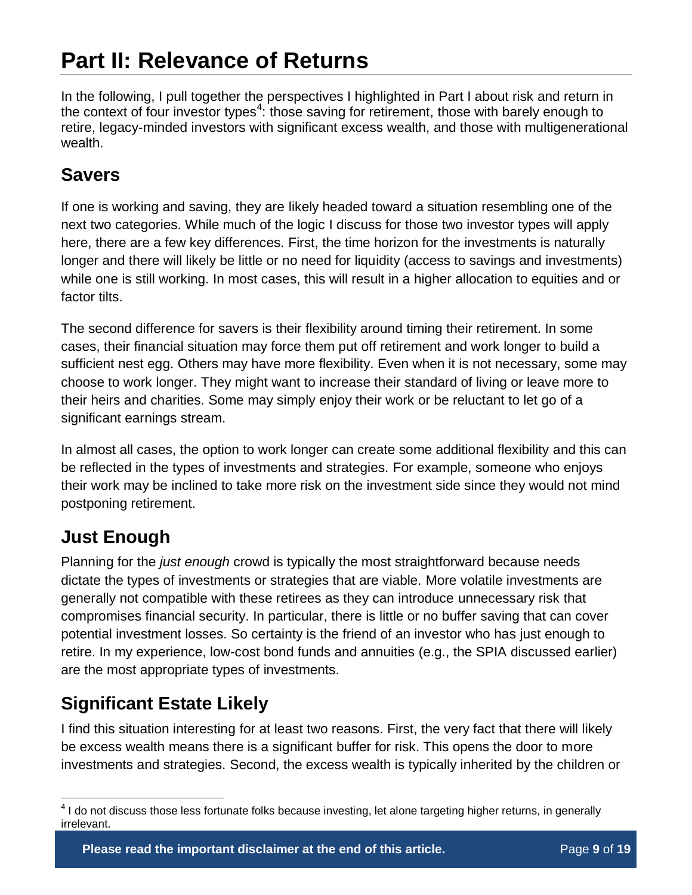# Part II: Relevance of Returns

In the following, I pull together the perspectives I highlighted in Part I about risk and return in the context of four investor types[4]: those saving for retirement, those with barely enough to retire, legacy-minded investors with significant excess wealth, and those with multigenerational wealth.

## Savers

If one is working and saving, they are likely headed toward a situation resembling one of the next two categories. While much of the logic I discuss for those two investor types will apply here, there are a few key differences. First, the time horizon for the investments is naturally longer and there will likely be little or no need for liquidity (access to savings and investments) while one is still working. In most cases, this will result in a higher allocation to equities and or factor tilts.

The second difference for savers is their flexibility around timing their retirement. In some cases, their financial situation may force them put off retirement and work longer to build a sufficient nest egg. Others may have more flexibility. Even when it is not necessary, some may choose to work longer. They might want to increase their standard of living or leave more to their heirs and charities. Some may simply enjoy their work or be reluctant to let go of a significant earnings stream.

In almost all cases, the option to work longer can create some additional flexibility and this can be reflected in the types of investments and strategies. For example, someone who enjoys their work may be inclined to take more risk on the investment side since they would not mind postponing retirement.

## Just Enough

Planning for the *just enough* crowd is typically the most straightforward because needs dictate the types of investments or strategies that are viable. More volatile investments are generally not compatible with these retirees as they can introduce unnecessary risk that compromises financial security. In particular, there is little or no buffer saving that can cover potential investment losses. So certainty is the friend of an investor who has just enough to retire. In my experience, low-cost bond funds and annuities (e.g., the SPIA discussed earlier) are the most appropriate types of investments.

## Significant Estate Likely

I find this situation interesting for at least two reasons. First, the very fact that there will likely be excess wealth means there is a significant buffer for risk. This opens the door to more investments and strategies. Second, the excess wealth is typically inherited by the children or

[4] I do not discuss those less fortunate folks because investing, let alone targeting higher returns, in generally irrelevant.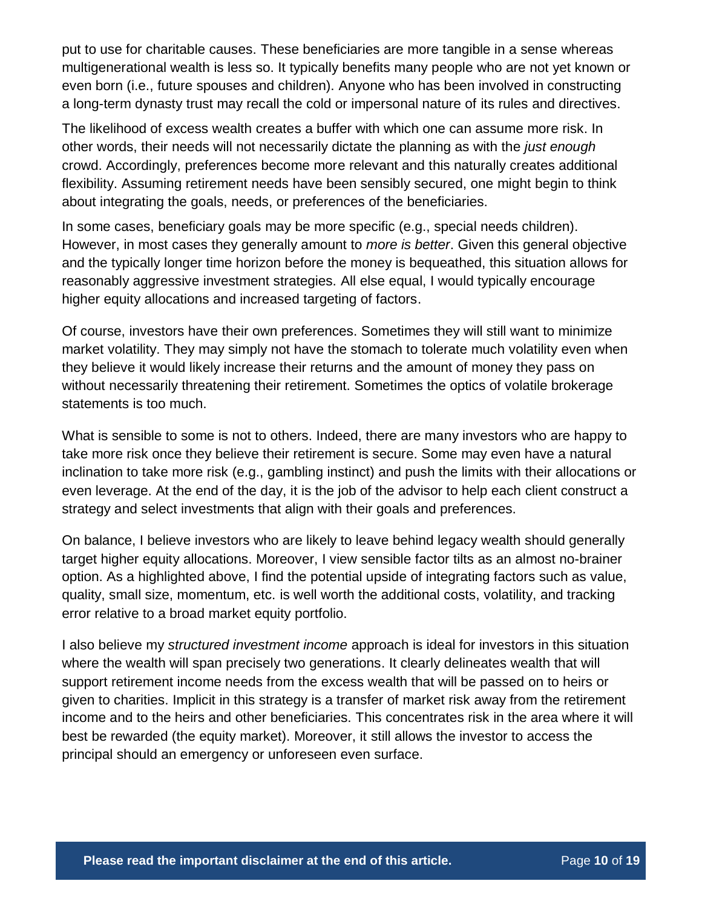put to use for charitable causes. These beneficiaries are more tangible in a sense whereas multigenerational wealth is less so. It typically benefits many people who are not yet known or even born (i.e., future spouses and children). Anyone who has been involved in constructing a long-term dynasty trust may recall the cold or impersonal nature of its rules and directives.

The likelihood of excess wealth creates a buffer with which one can assume more risk. In other words, their needs will not necessarily dictate the planning as with the *just enough* crowd. Accordingly, preferences become more relevant and this naturally creates additional flexibility. Assuming retirement needs have been sensibly secured, one might begin to think about integrating the goals, needs, or preferences of the beneficiaries.

In some cases, beneficiary goals may be more specific (e.g., special needs children). However, in most cases they generally amount to *more is better*. Given this general objective and the typically longer time horizon before the money is bequeathed, this situation allows for reasonably aggressive investment strategies. All else equal, I would typically encourage higher equity allocations and increased targeting of factors.

Of course, investors have their own preferences. Sometimes they will still want to minimize market volatility. They may simply not have the stomach to tolerate much volatility even when they believe it would likely increase their returns and the amount of money they pass on without necessarily threatening their retirement. Sometimes the optics of volatile brokerage statements is too much.

What is sensible to some is not to others. Indeed, there are many investors who are happy to take more risk once they believe their retirement is secure. Some may even have a natural inclination to take more risk (e.g., gambling instinct) and push the limits with their allocations or even leverage. At the end of the day, it is the job of the advisor to help each client construct a strategy and select investments that align with their goals and preferences.

On balance, I believe investors who are likely to leave behind legacy wealth should generally target higher equity allocations. Moreover, I view sensible factor tilts as an almost no-brainer option. As a highlighted above, I find the potential upside of integrating factors such as value, quality, small size, momentum, etc. is well worth the additional costs, volatility, and tracking error relative to a broad market equity portfolio.

I also believe my *structured investment income* approach is ideal for investors in this situation where the wealth will span precisely two generations. It clearly delineates wealth that will support retirement income needs from the excess wealth that will be passed on to heirs or given to charities. Implicit in this strategy is a transfer of market risk away from the retirement income and to the heirs and other beneficiaries. This concentrates risk in the area where it will best be rewarded (the equity market). Moreover, it still allows the investor to access the principal should an emergency or unforeseen even surface.

**Please read the important disclaimer at the end of this article.**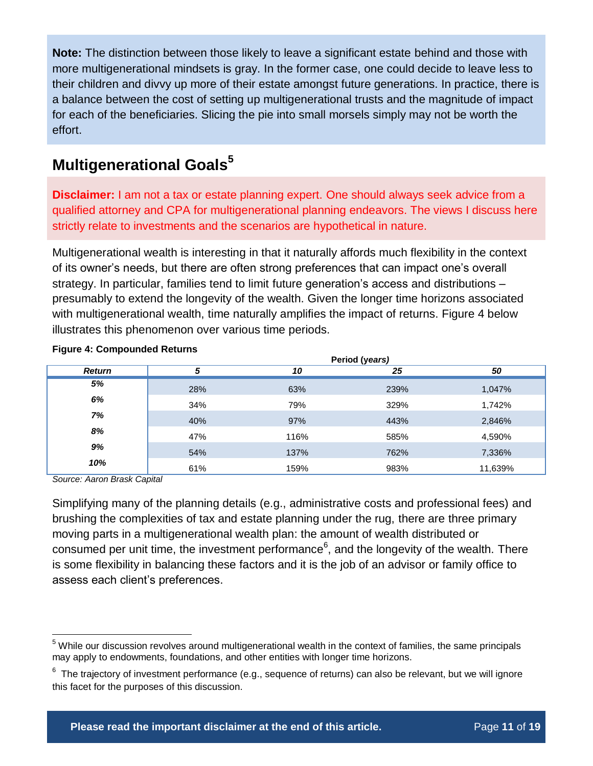**Note:** The distinction between those likely to leave a significant estate behind and those with more multigenerational mindsets is gray. In the former case, one could decide to leave less to their children and divvy up more of their estate amongst future generations. In practice, there is a balance between the cost of setting up multigenerational trusts and the magnitude of impact for each of the beneficiaries. Slicing the pie into small morsels simply may not be worth the effort.

## Multigenerational Goals[5]

**Disclaimer:** I am not a tax or estate planning expert. One should always seek advice from a qualified attorney and CPA for multigenerational planning endeavors. The views I discuss here strictly relate to investments and the scenarios are hypothetical in nature.

Multigenerational wealth is interesting in that it naturally affords much flexibility in the context of its owner's needs, but there are often strong preferences that can impact one's overall strategy. In particular, families tend to limit future generation's access and distributions – presumably to extend the longevity of the wealth. Given the longer time horizons associated with multigenerational wealth, time naturally amplifies the impact of returns. Figure 4 below illustrates this phenomenon over various time periods.

**Figure 4: Compounded Returns**

| | **Period (*years)*** | | | |
|---|---|---|---|---|
| ***Return*** | ***5*** | ***10*** | ***25*** | ***50*** |
| ***5%*** | 28% | 63% | 239% | 1,047% |
| ***6%*** | 34% | 79% | 329% | 1,742% |
| ***7%*** | 40% | 97% | 443% | 2,846% |
| ***8%*** | 47% | 116% | 585% | 4,590% |
| ***9%*** | 54% | 137% | 762% | 7,336% |
| ***10%*** | 61% | 159% | 983% | 11,639% |

*Source: Aaron Brask Capital*

Simplifying many of the planning details (e.g., administrative costs and professional fees) and brushing the complexities of tax and estate planning under the rug, there are three primary moving parts in a multigenerational wealth plan: the amount of wealth distributed or consumed per unit time, the investment performance[6], and the longevity of the wealth. There is some flexibility in balancing these factors and it is the job of an advisor or family office to assess each client's preferences.

---

[5] While our discussion revolves around multigenerational wealth in the context of families, the same principals may apply to endowments, foundations, and other entities with longer time horizons.

[6] The trajectory of investment performance (e.g., sequence of returns) can also be relevant, but we will ignore this facet for the purposes of this discussion.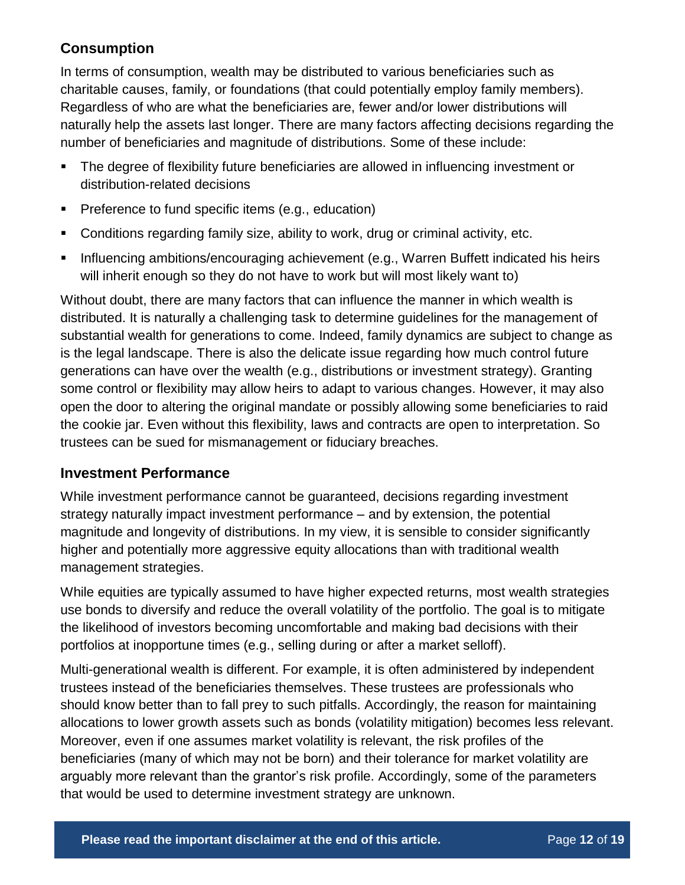## Consumption

In terms of consumption, wealth may be distributed to various beneficiaries such as charitable causes, family, or foundations (that could potentially employ family members). Regardless of who are what the beneficiaries are, fewer and/or lower distributions will naturally help the assets last longer. There are many factors affecting decisions regarding the number of beneficiaries and magnitude of distributions. Some of these include:

- The degree of flexibility future beneficiaries are allowed in influencing investment or distribution-related decisions
- Preference to fund specific items (e.g., education)
- Conditions regarding family size, ability to work, drug or criminal activity, etc.
- Influencing ambitions/encouraging achievement (e.g., Warren Buffett indicated his heirs will inherit enough so they do not have to work but will most likely want to)

Without doubt, there are many factors that can influence the manner in which wealth is distributed. It is naturally a challenging task to determine guidelines for the management of substantial wealth for generations to come. Indeed, family dynamics are subject to change as is the legal landscape. There is also the delicate issue regarding how much control future generations can have over the wealth (e.g., distributions or investment strategy). Granting some control or flexibility may allow heirs to adapt to various changes. However, it may also open the door to altering the original mandate or possibly allowing some beneficiaries to raid the cookie jar. Even without this flexibility, laws and contracts are open to interpretation. So trustees can be sued for mismanagement or fiduciary breaches.

## Investment Performance

While investment performance cannot be guaranteed, decisions regarding investment strategy naturally impact investment performance – and by extension, the potential magnitude and longevity of distributions. In my view, it is sensible to consider significantly higher and potentially more aggressive equity allocations than with traditional wealth management strategies.

While equities are typically assumed to have higher expected returns, most wealth strategies use bonds to diversify and reduce the overall volatility of the portfolio. The goal is to mitigate the likelihood of investors becoming uncomfortable and making bad decisions with their portfolios at inopportune times (e.g., selling during or after a market selloff).

Multi-generational wealth is different. For example, it is often administered by independent trustees instead of the beneficiaries themselves. These trustees are professionals who should know better than to fall prey to such pitfalls. Accordingly, the reason for maintaining allocations to lower growth assets such as bonds (volatility mitigation) becomes less relevant. Moreover, even if one assumes market volatility is relevant, the risk profiles of the beneficiaries (many of which may not be born) and their tolerance for market volatility are arguably more relevant than the grantor's risk profile. Accordingly, some of the parameters that would be used to determine investment strategy are unknown.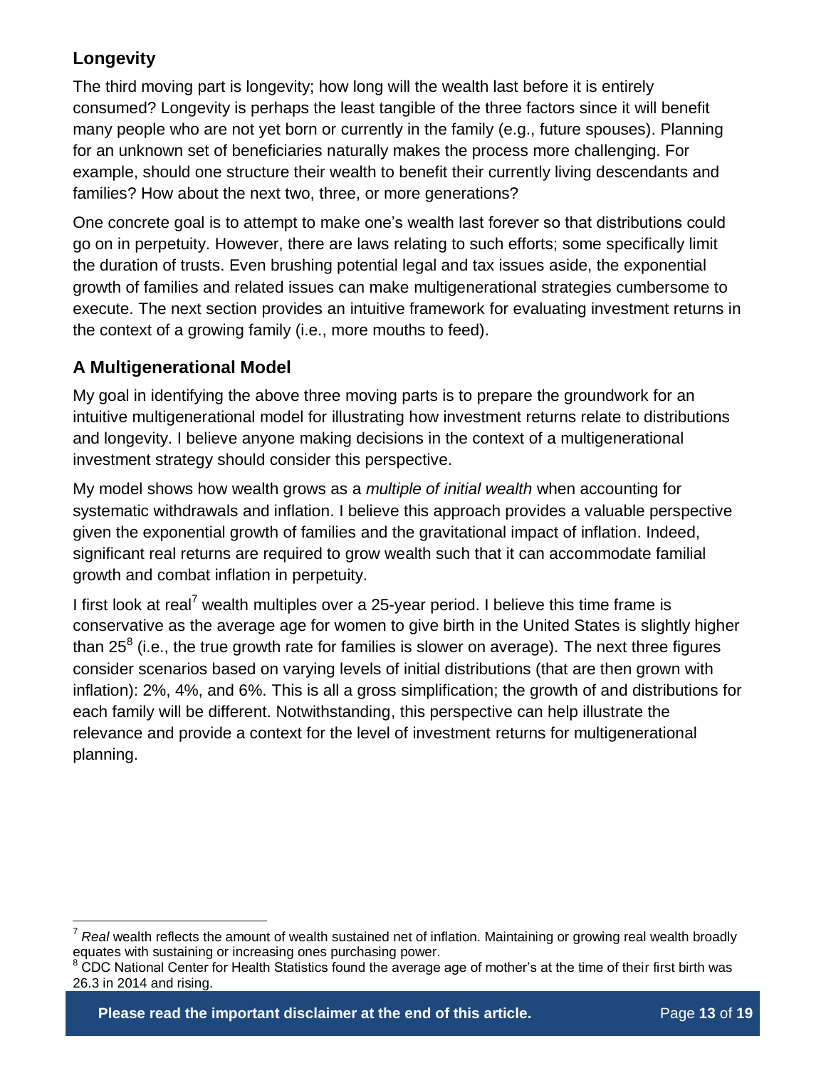## Longevity

The third moving part is longevity; how long will the wealth last before it is entirely consumed? Longevity is perhaps the least tangible of the three factors since it will benefit many people who are not yet born or currently in the family (e.g., future spouses). Planning for an unknown set of beneficiaries naturally makes the process more challenging. For example, should one structure their wealth to benefit their currently living descendants and families? How about the next two, three, or more generations?

One concrete goal is to attempt to make one's wealth last forever so that distributions could go on in perpetuity. However, there are laws relating to such efforts; some specifically limit the duration of trusts. Even brushing potential legal and tax issues aside, the exponential growth of families and related issues can make multigenerational strategies cumbersome to execute. The next section provides an intuitive framework for evaluating investment returns in the context of a growing family (i.e., more mouths to feed).

## A Multigenerational Model

My goal in identifying the above three moving parts is to prepare the groundwork for an intuitive multigenerational model for illustrating how investment returns relate to distributions and longevity. I believe anyone making decisions in the context of a multigenerational investment strategy should consider this perspective.

My model shows how wealth grows as a *multiple of initial wealth* when accounting for systematic withdrawals and inflation. I believe this approach provides a valuable perspective given the exponential growth of families and the gravitational impact of inflation. Indeed, significant real returns are required to grow wealth such that it can accommodate familial growth and combat inflation in perpetuity.

I first look at real[7] wealth multiples over a 25-year period. I believe this time frame is conservative as the average age for women to give birth in the United States is slightly higher than 25[8] (i.e., the true growth rate for families is slower on average). The next three figures consider scenarios based on varying levels of initial distributions (that are then grown with inflation): 2%, 4%, and 6%. This is all a gross simplification; the growth of and distributions for each family will be different. Notwithstanding, this perspective can help illustrate the relevance and provide a context for the level of investment returns for multigenerational planning.

---

[7] *Real* wealth reflects the amount of wealth sustained net of inflation. Maintaining or growing real wealth broadly equates with sustaining or increasing ones purchasing power.

[8] CDC National Center for Health Statistics found the average age of mother's at the time of their first birth was 26.3 in 2014 and rising.

**Please read the important disclaimer at the end of this article.**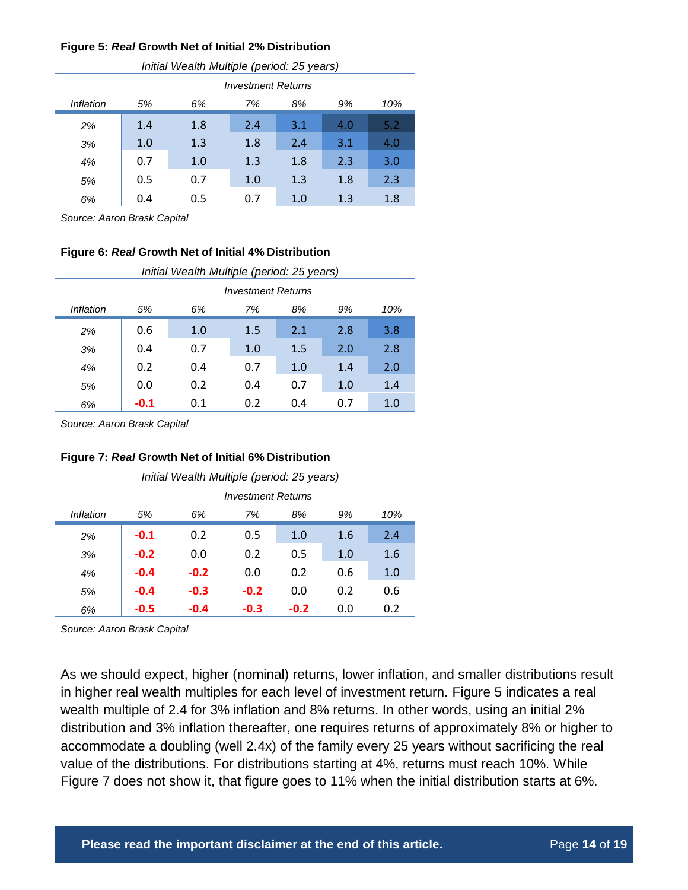**Figure 5: *Real* Growth Net of Initial 2% Distribution**

*Initial Wealth Multiple (period: 25 years)*

| *Inflation* | *Investment Returns* 5% | 6% | 7% | 8% | 9% | 10% |
|---|---|---|---|---|---|---|
| *2%* | 1.4 | 1.8 | 2.4 | 3.1 | 4.0 | 5.2 |
| *3%* | 1.0 | 1.3 | 1.8 | 2.4 | 3.1 | 4.0 |
| *4%* | 0.7 | 1.0 | 1.3 | 1.8 | 2.3 | 3.0 |
| *5%* | 0.5 | 0.7 | 1.0 | 1.3 | 1.8 | 2.3 |
| *6%* | 0.4 | 0.5 | 0.7 | 1.0 | 1.3 | 1.8 |

*Source: Aaron Brask Capital*

**Figure 6: *Real* Growth Net of Initial 4% Distribution**

*Initial Wealth Multiple (period: 25 years)*

| *Inflation* | *Investment Returns* 5% | 6% | 7% | 8% | 9% | 10% |
|---|---|---|---|---|---|---|
| *2%* | 0.6 | 1.0 | 1.5 | 2.1 | 2.8 | 3.8 |
| *3%* | 0.4 | 0.7 | 1.0 | 1.5 | 2.0 | 2.8 |
| *4%* | 0.2 | 0.4 | 0.7 | 1.0 | 1.4 | 2.0 |
| *5%* | 0.0 | 0.2 | 0.4 | 0.7 | 1.0 | 1.4 |
| *6%* | -0.1 | 0.1 | 0.2 | 0.4 | 0.7 | 1.0 |

*Source: Aaron Brask Capital*

**Figure 7: *Real* Growth Net of Initial 6% Distribution**

*Initial Wealth Multiple (period: 25 years)*

| *Inflation* | *Investment Returns* 5% | 6% | 7% | 8% | 9% | 10% |
|---|---|---|---|---|---|---|
| *2%* | -0.1 | 0.2 | 0.5 | 1.0 | 1.6 | 2.4 |
| *3%* | -0.2 | 0.0 | 0.2 | 0.5 | 1.0 | 1.6 |
| *4%* | -0.4 | -0.2 | 0.0 | 0.2 | 0.6 | 1.0 |
| *5%* | -0.4 | -0.3 | -0.2 | 0.0 | 0.2 | 0.6 |
| *6%* | -0.5 | -0.4 | -0.3 | -0.2 | 0.0 | 0.2 |

*Source: Aaron Brask Capital*

As we should expect, higher (nominal) returns, lower inflation, and smaller distributions result in higher real wealth multiples for each level of investment return. Figure 5 indicates a real wealth multiple of 2.4 for 3% inflation and 8% returns. In other words, using an initial 2% distribution and 3% inflation thereafter, one requires returns of approximately 8% or higher to accommodate a doubling (well 2.4x) of the family every 25 years without sacrificing the real value of the distributions. For distributions starting at 4%, returns must reach 10%. While Figure 7 does not show it, that figure goes to 11% when the initial distribution starts at 6%.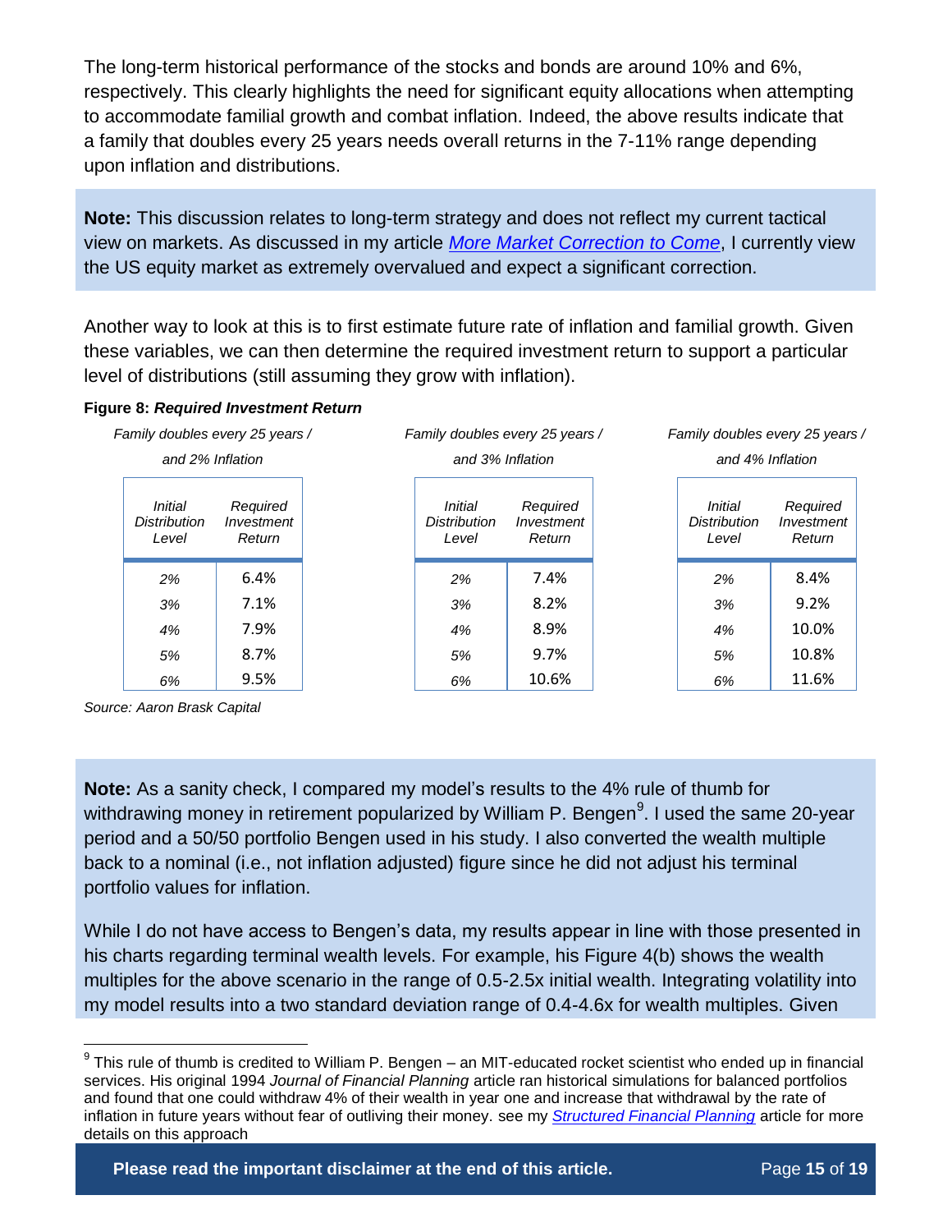The long-term historical performance of the stocks and bonds are around 10% and 6%, respectively. This clearly highlights the need for significant equity allocations when attempting to accommodate familial growth and combat inflation. Indeed, the above results indicate that a family that doubles every 25 years needs overall returns in the 7-11% range depending upon inflation and distributions.

**Note:** This discussion relates to long-term strategy and does not reflect my current tactical view on markets. As discussed in my article *More Market Correction to Come*, I currently view the US equity market as extremely overvalued and expect a significant correction.

Another way to look at this is to first estimate future rate of inflation and familial growth. Given these variables, we can then determine the required investment return to support a particular level of distributions (still assuming they grow with inflation).

**Figure 8: *Required Investment Return***

*Family doubles every 25 years / and 2% Inflation*

| *Initial Distribution Level* | *Required Investment Return* |
|---|---|
| *2%* | 6.4% |
| *3%* | 7.1% |
| *4%* | 7.9% |
| *5%* | 8.7% |
| *6%* | 9.5% |

*Family doubles every 25 years / and 3% Inflation*

| *Initial Distribution Level* | *Required Investment Return* |
|---|---|
| *2%* | 7.4% |
| *3%* | 8.2% |
| *4%* | 8.9% |
| *5%* | 9.7% |
| *6%* | 10.6% |

*Family doubles every 25 years / and 4% Inflation*

| *Initial Distribution Level* | *Required Investment Return* |
|---|---|
| *2%* | 8.4% |
| *3%* | 9.2% |
| *4%* | 10.0% |
| *5%* | 10.8% |
| *6%* | 11.6% |

*Source: Aaron Brask Capital*

**Note:** As a sanity check, I compared my model's results to the 4% rule of thumb for withdrawing money in retirement popularized by William P. Bengen[9]. I used the same 20-year period and a 50/50 portfolio Bengen used in his study. I also converted the wealth multiple back to a nominal (i.e., not inflation adjusted) figure since he did not adjust his terminal portfolio values for inflation.

While I do not have access to Bengen's data, my results appear in line with those presented in his charts regarding terminal wealth levels. For example, his Figure 4(b) shows the wealth multiples for the above scenario in the range of 0.5-2.5x initial wealth. Integrating volatility into my model results into a two standard deviation range of 0.4-4.6x for wealth multiples. Given

[9] This rule of thumb is credited to William P. Bengen – an MIT-educated rocket scientist who ended up in financial services. His original 1994 *Journal of Financial Planning* article ran historical simulations for balanced portfolios and found that one could withdraw 4% of their wealth in year one and increase that withdrawal by the rate of inflation in future years without fear of outliving their money. see my *Structured Financial Planning* article for more details on this approach

**Please read the important disclaimer at the end of this article.**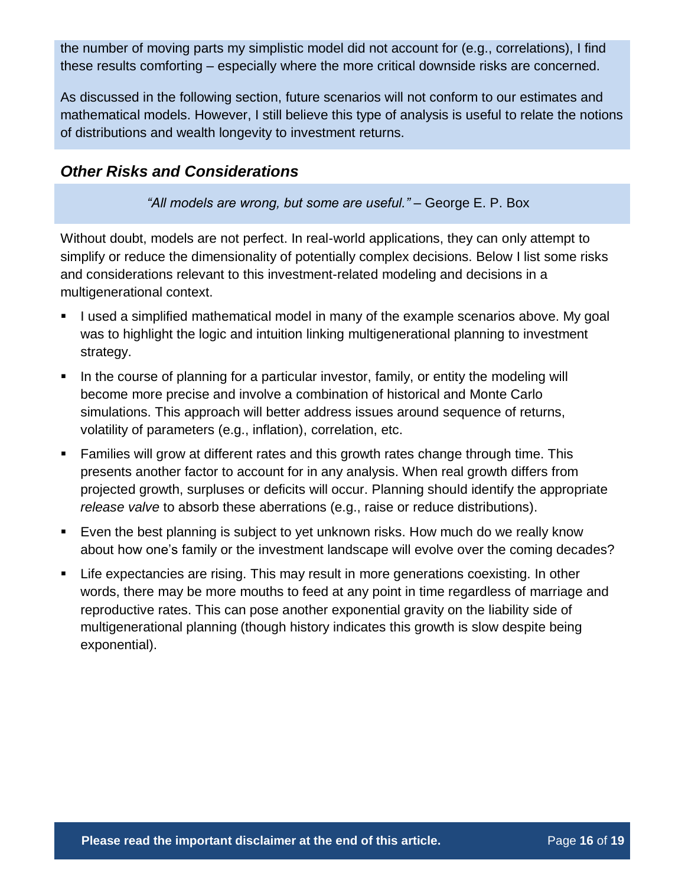the number of moving parts my simplistic model did not account for (e.g., correlations), I find these results comforting – especially where the more critical downside risks are concerned.

As discussed in the following section, future scenarios will not conform to our estimates and mathematical models. However, I still believe this type of analysis is useful to relate the notions of distributions and wealth longevity to investment returns.

### *Other Risks and Considerations*

*"All models are wrong, but some are useful."* – George E. P. Box

Without doubt, models are not perfect. In real-world applications, they can only attempt to simplify or reduce the dimensionality of potentially complex decisions. Below I list some risks and considerations relevant to this investment-related modeling and decisions in a multigenerational context.

- I used a simplified mathematical model in many of the example scenarios above. My goal was to highlight the logic and intuition linking multigenerational planning to investment strategy.
- In the course of planning for a particular investor, family, or entity the modeling will become more precise and involve a combination of historical and Monte Carlo simulations. This approach will better address issues around sequence of returns, volatility of parameters (e.g., inflation), correlation, etc.
- Families will grow at different rates and this growth rates change through time. This presents another factor to account for in any analysis. When real growth differs from projected growth, surpluses or deficits will occur. Planning should identify the appropriate *release valve* to absorb these aberrations (e.g., raise or reduce distributions).
- Even the best planning is subject to yet unknown risks. How much do we really know about how one's family or the investment landscape will evolve over the coming decades?
- Life expectancies are rising. This may result in more generations coexisting. In other words, there may be more mouths to feed at any point in time regardless of marriage and reproductive rates. This can pose another exponential gravity on the liability side of multigenerational planning (though history indicates this growth is slow despite being exponential).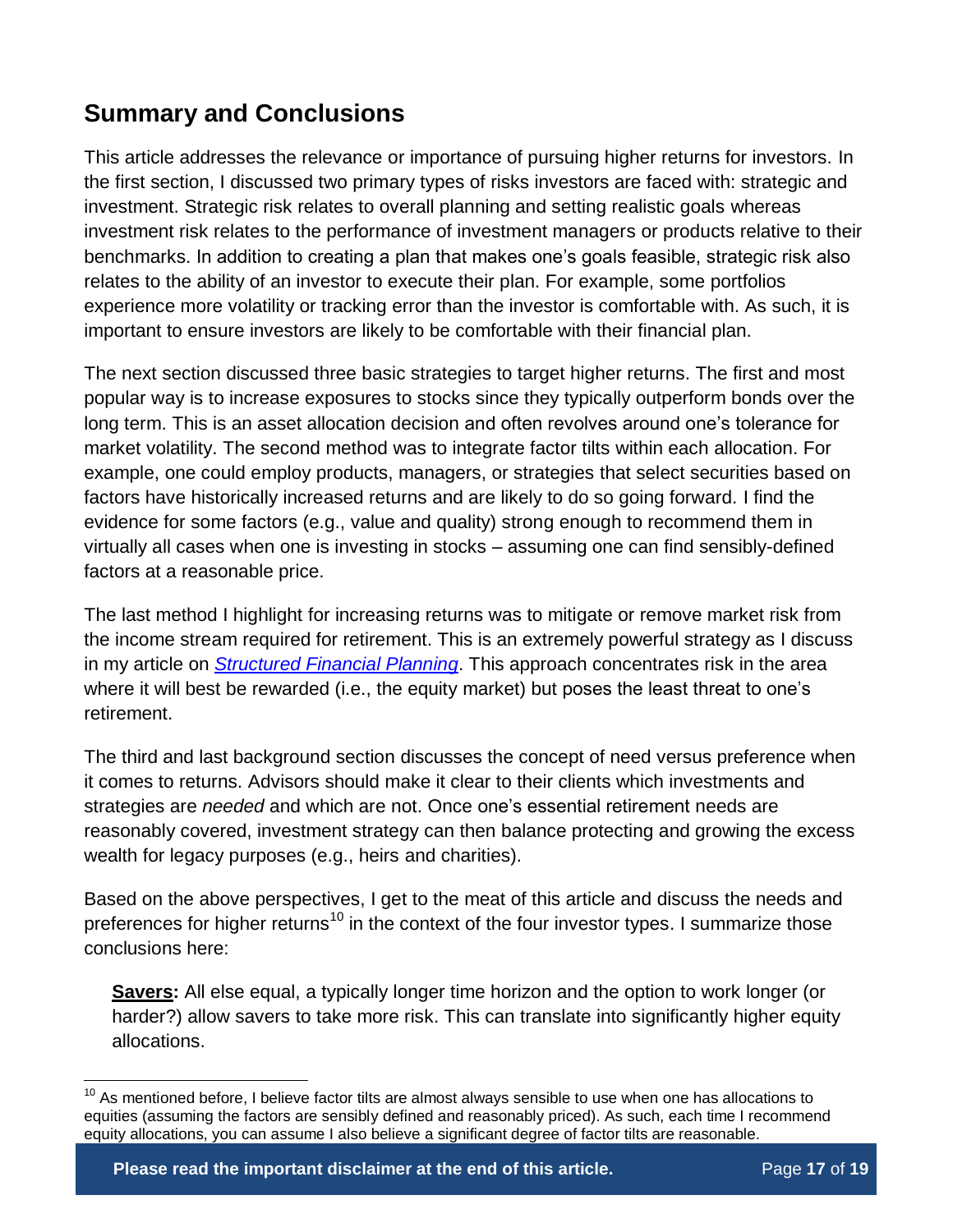## Summary and Conclusions

This article addresses the relevance or importance of pursuing higher returns for investors. In the first section, I discussed two primary types of risks investors are faced with: strategic and investment. Strategic risk relates to overall planning and setting realistic goals whereas investment risk relates to the performance of investment managers or products relative to their benchmarks. In addition to creating a plan that makes one's goals feasible, strategic risk also relates to the ability of an investor to execute their plan. For example, some portfolios experience more volatility or tracking error than the investor is comfortable with. As such, it is important to ensure investors are likely to be comfortable with their financial plan.

The next section discussed three basic strategies to target higher returns. The first and most popular way is to increase exposures to stocks since they typically outperform bonds over the long term. This is an asset allocation decision and often revolves around one's tolerance for market volatility. The second method was to integrate factor tilts within each allocation. For example, one could employ products, managers, or strategies that select securities based on factors have historically increased returns and are likely to do so going forward. I find the evidence for some factors (e.g., value and quality) strong enough to recommend them in virtually all cases when one is investing in stocks – assuming one can find sensibly-defined factors at a reasonable price.

The last method I highlight for increasing returns was to mitigate or remove market risk from the income stream required for retirement. This is an extremely powerful strategy as I discuss in my article on *Structured Financial Planning*. This approach concentrates risk in the area where it will best be rewarded (i.e., the equity market) but poses the least threat to one's retirement.

The third and last background section discusses the concept of need versus preference when it comes to returns. Advisors should make it clear to their clients which investments and strategies are *needed* and which are not. Once one's essential retirement needs are reasonably covered, investment strategy can then balance protecting and growing the excess wealth for legacy purposes (e.g., heirs and charities).

Based on the above perspectives, I get to the meat of this article and discuss the needs and preferences for higher returns[10] in the context of the four investor types. I summarize those conclusions here:

**Savers:** All else equal, a typically longer time horizon and the option to work longer (or harder?) allow savers to take more risk. This can translate into significantly higher equity allocations.

[10] As mentioned before, I believe factor tilts are almost always sensible to use when one has allocations to equities (assuming the factors are sensibly defined and reasonably priced). As such, each time I recommend equity allocations, you can assume I also believe a significant degree of factor tilts are reasonable.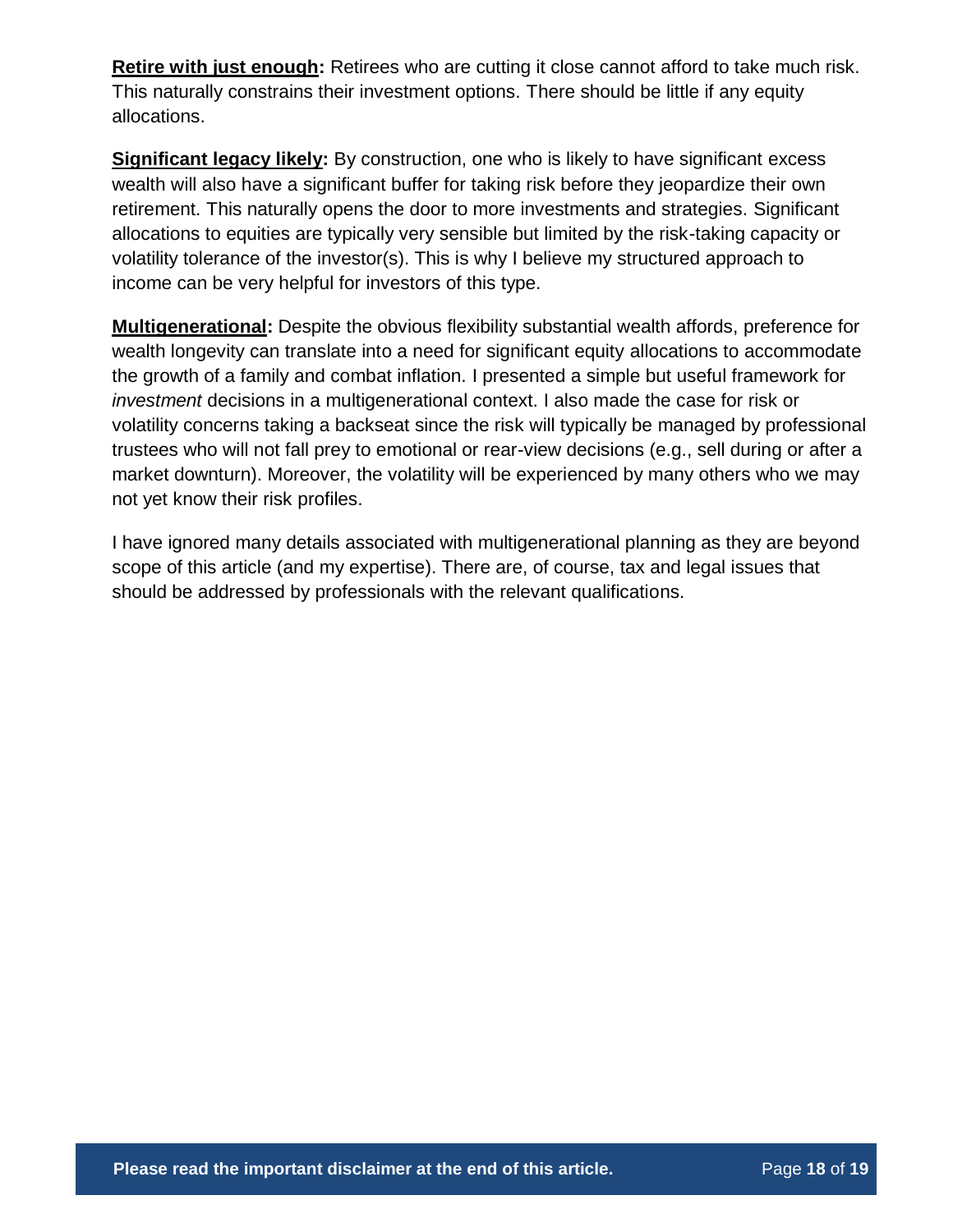**Retire with just enough:** Retirees who are cutting it close cannot afford to take much risk. This naturally constrains their investment options. There should be little if any equity allocations.

**Significant legacy likely:** By construction, one who is likely to have significant excess wealth will also have a significant buffer for taking risk before they jeopardize their own retirement. This naturally opens the door to more investments and strategies. Significant allocations to equities are typically very sensible but limited by the risk-taking capacity or volatility tolerance of the investor(s). This is why I believe my structured approach to income can be very helpful for investors of this type.

**Multigenerational:** Despite the obvious flexibility substantial wealth affords, preference for wealth longevity can translate into a need for significant equity allocations to accommodate the growth of a family and combat inflation. I presented a simple but useful framework for *investment* decisions in a multigenerational context. I also made the case for risk or volatility concerns taking a backseat since the risk will typically be managed by professional trustees who will not fall prey to emotional or rear-view decisions (e.g., sell during or after a market downturn). Moreover, the volatility will be experienced by many others who we may not yet know their risk profiles.

I have ignored many details associated with multigenerational planning as they are beyond scope of this article (and my expertise). There are, of course, tax and legal issues that should be addressed by professionals with the relevant qualifications.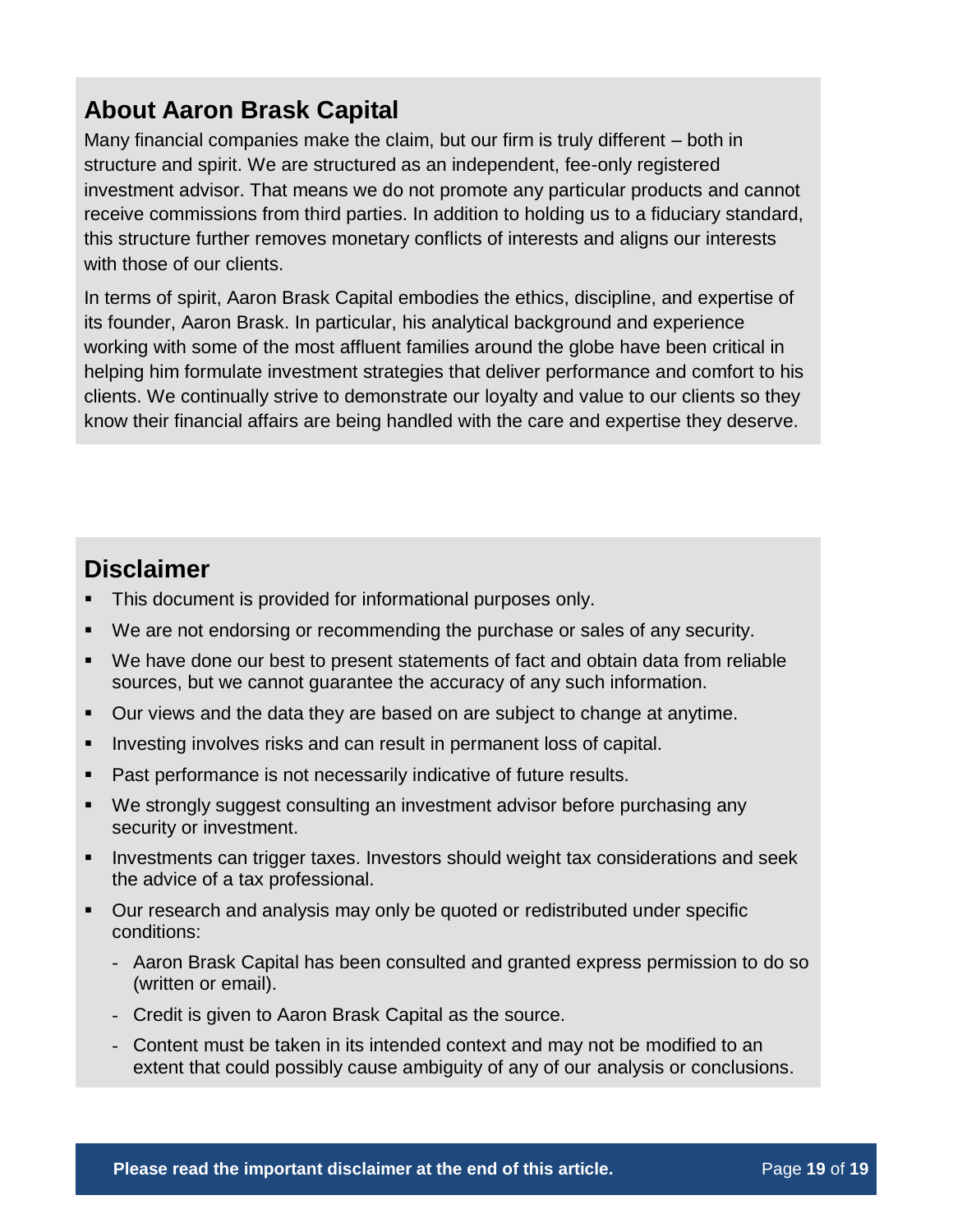## About Aaron Brask Capital

Many financial companies make the claim, but our firm is truly different – both in structure and spirit. We are structured as an independent, fee-only registered investment advisor. That means we do not promote any particular products and cannot receive commissions from third parties. In addition to holding us to a fiduciary standard, this structure further removes monetary conflicts of interests and aligns our interests with those of our clients.

In terms of spirit, Aaron Brask Capital embodies the ethics, discipline, and expertise of its founder, Aaron Brask. In particular, his analytical background and experience working with some of the most affluent families around the globe have been critical in helping him formulate investment strategies that deliver performance and comfort to his clients. We continually strive to demonstrate our loyalty and value to our clients so they know their financial affairs are being handled with the care and expertise they deserve.

## Disclaimer

- This document is provided for informational purposes only.
- We are not endorsing or recommending the purchase or sales of any security.
- We have done our best to present statements of fact and obtain data from reliable sources, but we cannot guarantee the accuracy of any such information.
- Our views and the data they are based on are subject to change at anytime.
- Investing involves risks and can result in permanent loss of capital.
- Past performance is not necessarily indicative of future results.
- We strongly suggest consulting an investment advisor before purchasing any security or investment.
- Investments can trigger taxes. Investors should weight tax considerations and seek the advice of a tax professional.
- Our research and analysis may only be quoted or redistributed under specific conditions:
  - Aaron Brask Capital has been consulted and granted express permission to do so (written or email).
  - Credit is given to Aaron Brask Capital as the source.
  - Content must be taken in its intended context and may not be modified to an extent that could possibly cause ambiguity of any of our analysis or conclusions.